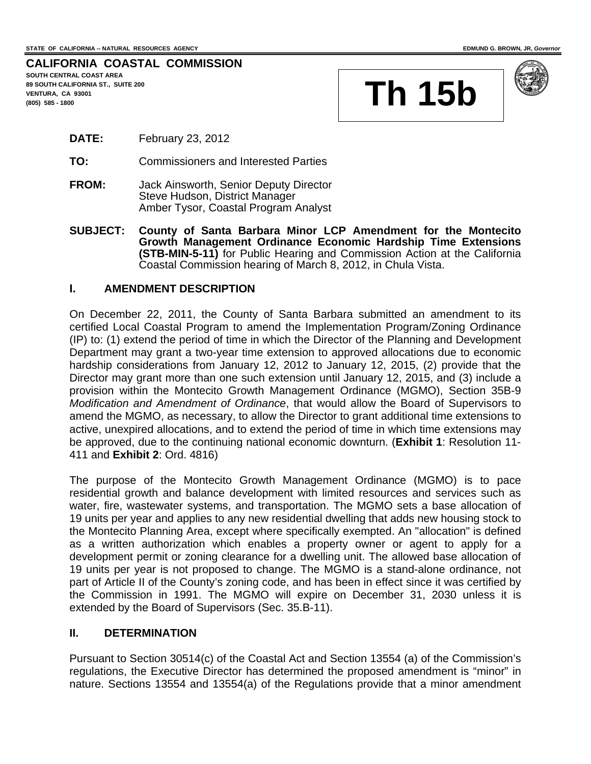STATE OF CALIFORNIA -- NATURAL RESOURCES AGENCY

EDMUND G. BROWN, JR, *Governor*

**CALIFORNIA COASTAL COMMISSION**
**SOUTH CENTRAL COAST AREA**
**89 SOUTH CALIFORNIA ST., SUITE 200**
**VENTURA, CA 93001**
**(805) 585 - 1800**

# Th 15b

**DATE:** February 23, 2012

**TO:** Commissioners and Interested Parties

**FROM:** Jack Ainsworth, Senior Deputy Director
Steve Hudson, District Manager
Amber Tysor, Coastal Program Analyst

**SUBJECT: County of Santa Barbara Minor LCP Amendment for the Montecito Growth Management Ordinance Economic Hardship Time Extensions (STB-MIN-5-11)** for Public Hearing and Commission Action at the California Coastal Commission hearing of March 8, 2012, in Chula Vista.

## I. AMENDMENT DESCRIPTION

On December 22, 2011, the County of Santa Barbara submitted an amendment to its certified Local Coastal Program to amend the Implementation Program/Zoning Ordinance (IP) to: (1) extend the period of time in which the Director of the Planning and Development Department may grant a two-year time extension to approved allocations due to economic hardship considerations from January 12, 2012 to January 12, 2015, (2) provide that the Director may grant more than one such extension until January 12, 2015, and (3) include a provision within the Montecito Growth Management Ordinance (MGMO), Section 35B-9 *Modification and Amendment of Ordinance*, that would allow the Board of Supervisors to amend the MGMO, as necessary, to allow the Director to grant additional time extensions to active, unexpired allocations, and to extend the period of time in which time extensions may be approved, due to the continuing national economic downturn. (**Exhibit 1**: Resolution 11-411 and **Exhibit 2**: Ord. 4816)

The purpose of the Montecito Growth Management Ordinance (MGMO) is to pace residential growth and balance development with limited resources and services such as water, fire, wastewater systems, and transportation. The MGMO sets a base allocation of 19 units per year and applies to any new residential dwelling that adds new housing stock to the Montecito Planning Area, except where specifically exempted. An "allocation" is defined as a written authorization which enables a property owner or agent to apply for a development permit or zoning clearance for a dwelling unit. The allowed base allocation of 19 units per year is not proposed to change. The MGMO is a stand-alone ordinance, not part of Article II of the County's zoning code, and has been in effect since it was certified by the Commission in 1991. The MGMO will expire on December 31, 2030 unless it is extended by the Board of Supervisors (Sec. 35.B-11).

## II. DETERMINATION

Pursuant to Section 30514(c) of the Coastal Act and Section 13554 (a) of the Commission's regulations, the Executive Director has determined the proposed amendment is "minor" in nature. Sections 13554 and 13554(a) of the Regulations provide that a minor amendment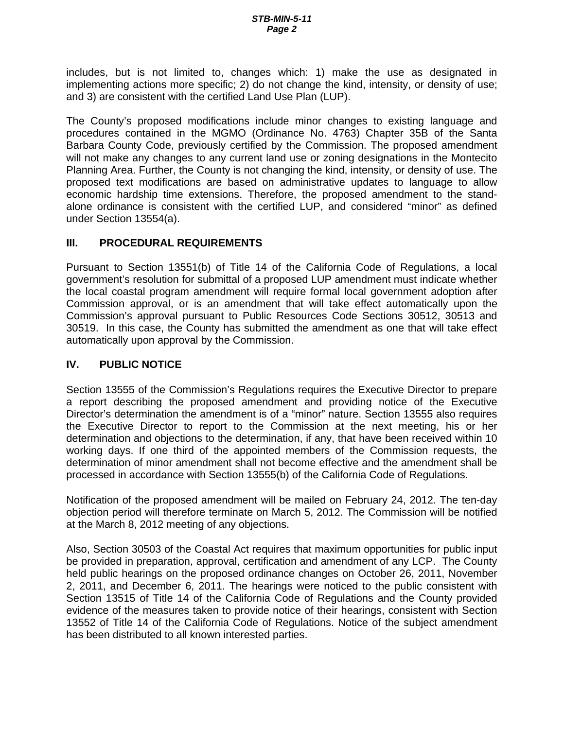includes, but is not limited to, changes which: 1) make the use as designated in implementing actions more specific; 2) do not change the kind, intensity, or density of use; and 3) are consistent with the certified Land Use Plan (LUP).

The County's proposed modifications include minor changes to existing language and procedures contained in the MGMO (Ordinance No. 4763) Chapter 35B of the Santa Barbara County Code, previously certified by the Commission. The proposed amendment will not make any changes to any current land use or zoning designations in the Montecito Planning Area. Further, the County is not changing the kind, intensity, or density of use. The proposed text modifications are based on administrative updates to language to allow economic hardship time extensions. Therefore, the proposed amendment to the stand-alone ordinance is consistent with the certified LUP, and considered "minor" as defined under Section 13554(a).

## III. PROCEDURAL REQUIREMENTS

Pursuant to Section 13551(b) of Title 14 of the California Code of Regulations, a local government's resolution for submittal of a proposed LUP amendment must indicate whether the local coastal program amendment will require formal local government adoption after Commission approval, or is an amendment that will take effect automatically upon the Commission's approval pursuant to Public Resources Code Sections 30512, 30513 and 30519. In this case, the County has submitted the amendment as one that will take effect automatically upon approval by the Commission.

## IV. PUBLIC NOTICE

Section 13555 of the Commission's Regulations requires the Executive Director to prepare a report describing the proposed amendment and providing notice of the Executive Director's determination the amendment is of a "minor" nature. Section 13555 also requires the Executive Director to report to the Commission at the next meeting, his or her determination and objections to the determination, if any, that have been received within 10 working days. If one third of the appointed members of the Commission requests, the determination of minor amendment shall not become effective and the amendment shall be processed in accordance with Section 13555(b) of the California Code of Regulations.

Notification of the proposed amendment will be mailed on February 24, 2012. The ten-day objection period will therefore terminate on March 5, 2012. The Commission will be notified at the March 8, 2012 meeting of any objections.

Also, Section 30503 of the Coastal Act requires that maximum opportunities for public input be provided in preparation, approval, certification and amendment of any LCP. The County held public hearings on the proposed ordinance changes on October 26, 2011, November 2, 2011, and December 6, 2011. The hearings were noticed to the public consistent with Section 13515 of Title 14 of the California Code of Regulations and the County provided evidence of the measures taken to provide notice of their hearings, consistent with Section 13552 of Title 14 of the California Code of Regulations. Notice of the subject amendment has been distributed to all known interested parties.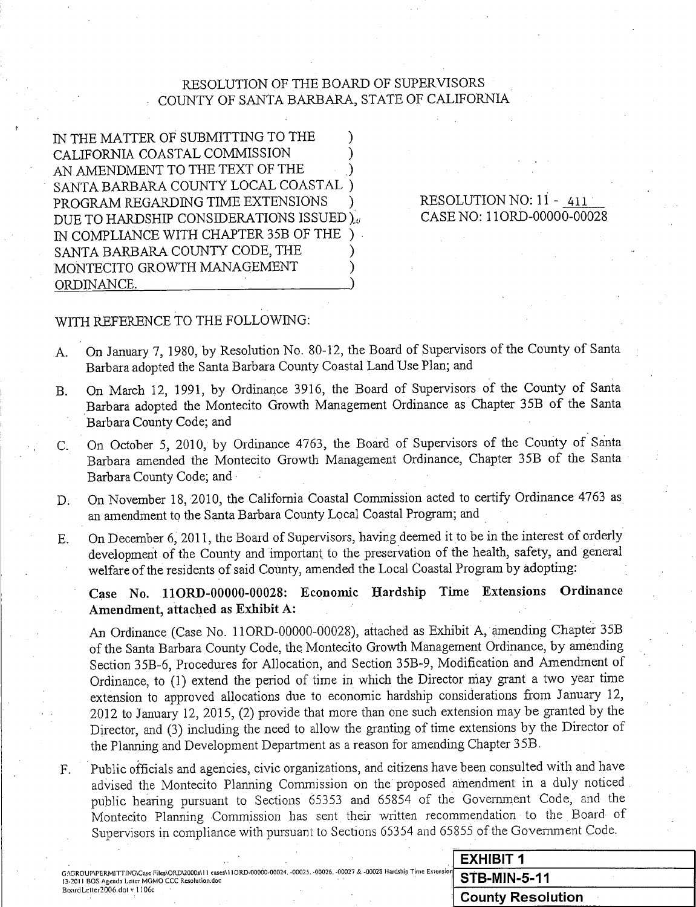RESOLUTION OF THE BOARD OF SUPERVISORS
COUNTY OF SANTA BARBARA, STATE OF CALIFORNIA

IN THE MATTER OF SUBMITTING TO THE CALIFORNIA COASTAL COMMISSION AN AMENDMENT TO THE TEXT OF THE SANTA BARBARA COUNTY LOCAL COASTAL PROGRAM REGARDING TIME EXTENSIONS DUE TO HARDSHIP CONSIDERATIONS ISSUED IN COMPLIANCE WITH CHAPTER 35B OF THE SANTA BARBARA COUNTY CODE, THE MONTECITO GROWTH MANAGEMENT ORDINANCE.

RESOLUTION NO: 11 - 411
CASE NO: 11ORD-00000-00028

WITH REFERENCE TO THE FOLLOWING:

A. On January 7, 1980, by Resolution No. 80-12, the Board of Supervisors of the County of Santa Barbara adopted the Santa Barbara County Coastal Land Use Plan; and

B. On March 12, 1991, by Ordinance 3916, the Board of Supervisors of the County of Santa Barbara adopted the Montecito Growth Management Ordinance as Chapter 35B of the Santa Barbara County Code; and

C. On October 5, 2010, by Ordinance 4763, the Board of Supervisors of the County of Santa Barbara amended the Montecito Growth Management Ordinance, Chapter 35B of the Santa Barbara County Code; and

D. On November 18, 2010, the California Coastal Commission acted to certify Ordinance 4763 as an amendment to the Santa Barbara County Local Coastal Program; and

E. On December 6, 2011, the Board of Supervisors, having deemed it to be in the interest of orderly development of the County and important to the preservation of the health, safety, and general welfare of the residents of said County, amended the Local Coastal Program by adopting:

**Case No. 11ORD-00000-00028: Economic Hardship Time Extensions Ordinance Amendment, attached as Exhibit A:**

An Ordinance (Case No. 11ORD-00000-00028), attached as Exhibit A, amending Chapter 35B of the Santa Barbara County Code, the Montecito Growth Management Ordinance, by amending Section 35B-6, Procedures for Allocation, and Section 35B-9, Modification and Amendment of Ordinance, to (1) extend the period of time in which the Director may grant a two year time extension to approved allocations due to economic hardship considerations from January 12, 2012 to January 12, 2015, (2) provide that more than one such extension may be granted by the Director, and (3) including the need to allow the granting of time extensions by the Director of the Planning and Development Department as a reason for amending Chapter 35B.

F. Public officials and agencies, civic organizations, and citizens have been consulted with and have advised the Montecito Planning Commission on the proposed amendment in a duly noticed public hearing pursuant to Sections 65353 and 65854 of the Government Code, and the Montecito Planning Commission has sent their written recommendation to the Board of Supervisors in compliance with pursuant to Sections 65354 and 65855 of the Government Code.

G:\GROUP\PERMITTING\Case Files\ORD\2000s\11 cases\11ORD-00000-00024, -00025, -00026, -00027 & -00028 Hardship Time Extension 13-2011 BOS Agenda Letter MGMO CCC Resolution.doc
BoardLetter2006.dot v 1106c

| EXHIBIT 1 |
|---|
| STB-MIN-5-11 |
| County Resolution |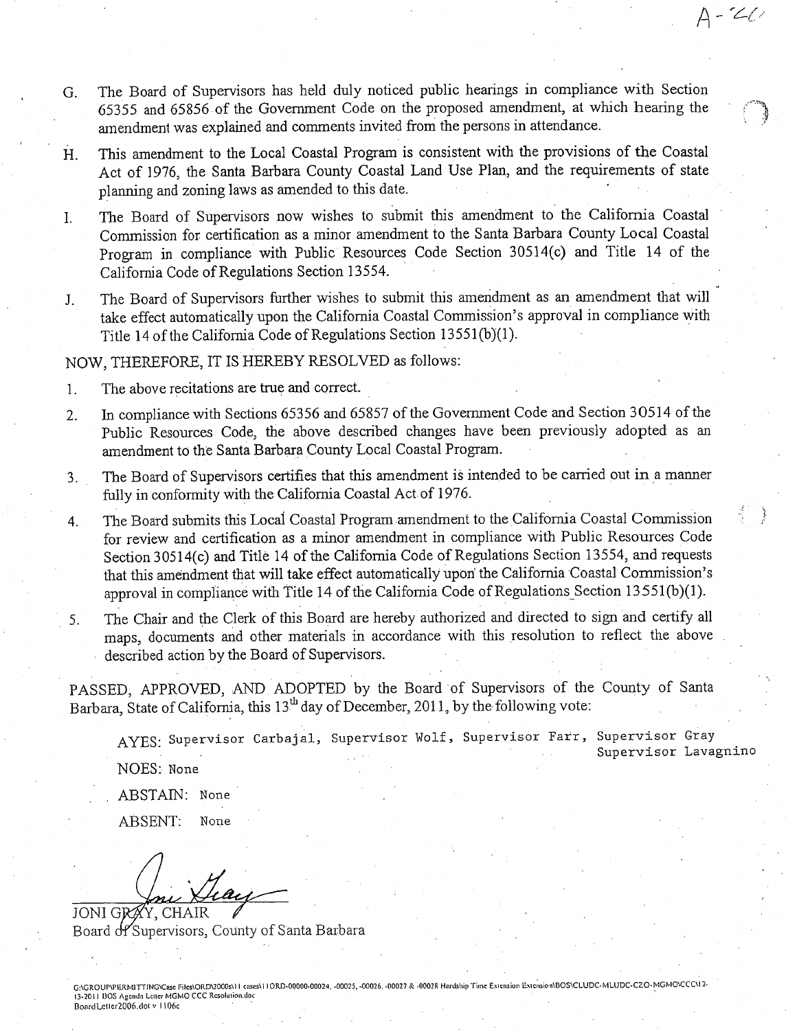G. The Board of Supervisors has held duly noticed public hearings in compliance with Section 65355 and 65856 of the Government Code on the proposed amendment, at which hearing the amendment was explained and comments invited from the persons in attendance.

H. This amendment to the Local Coastal Program is consistent with the provisions of the Coastal Act of 1976, the Santa Barbara County Coastal Land Use Plan, and the requirements of state planning and zoning laws as amended to this date.

I. The Board of Supervisors now wishes to submit this amendment to the California Coastal Commission for certification as a minor amendment to the Santa Barbara County Local Coastal Program in compliance with Public Resources Code Section 30514(c) and Title 14 of the California Code of Regulations Section 13554.

J. The Board of Supervisors further wishes to submit this amendment as an amendment that will take effect automatically upon the California Coastal Commission's approval in compliance with Title 14 of the California Code of Regulations Section 13551(b)(1).

NOW, THEREFORE, IT IS HEREBY RESOLVED as follows:

1. The above recitations are true and correct.

2. In compliance with Sections 65356 and 65857 of the Government Code and Section 30514 of the Public Resources Code, the above described changes have been previously adopted as an amendment to the Santa Barbara County Local Coastal Program.

3. The Board of Supervisors certifies that this amendment is intended to be carried out in a manner fully in conformity with the California Coastal Act of 1976.

4. The Board submits this Local Coastal Program amendment to the California Coastal Commission for review and certification as a minor amendment in compliance with Public Resources Code Section 30514(c) and Title 14 of the California Code of Regulations Section 13554, and requests that this amendment that will take effect automatically upon the California Coastal Commission's approval in compliance with Title 14 of the California Code of Regulations Section 13551(b)(1).

5. The Chair and the Clerk of this Board are hereby authorized and directed to sign and certify all maps, documents and other materials in accordance with this resolution to reflect the above described action by the Board of Supervisors.

PASSED, APPROVED, AND ADOPTED by the Board of Supervisors of the County of Santa Barbara, State of California, this 13th day of December, 2011, by the following vote:

AYES: Supervisor Carbajal, Supervisor Wolf, Supervisor Farr, Supervisor Gray Supervisor Lavagnino

NOES: None

ABSTAIN: None

ABSENT: None

JONI GRAY, CHAIR
Board of Supervisors, County of Santa Barbara

G:\GROUP\PERMITTING\Case Files\ORD\2000s\11 cases\11ORD-00000-00024, -00025, -00026, -00027 & -00028 Hardship Time Extension Extension\BOS\CLUDC-MLUDC-CZO-MGMO\CCC\12-13-2011 BOS Agenda Letter MGMO CCC Resolution.doc
BoardLetter2006.dot v 1106c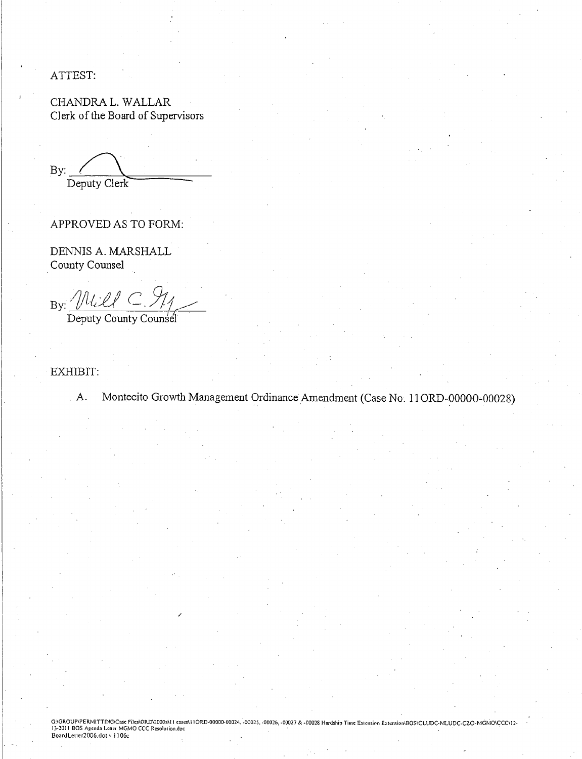ATTEST:

CHANDRA L. WALLAR
Clerk of the Board of Supervisors

By: ______________________
Deputy Clerk

APPROVED AS TO FORM:

DENNIS A. MARSHALL
County Counsel

By: ______________________
Deputy County Counsel

EXHIBIT:

A. Montecito Growth Management Ordinance Amendment (Case No. 11ORD-00000-00028)

G:\GROUP\PERMITTING\Case Files\ORD\2000s\11 cases\11ORD-00000-00024, -00025, -00026, -00027 & -00028 Hardship Time Extension Extension\BOS\CLUDC-MLUDC-CZO-MGMO\CCC\12-13-2011 BOS Agenda Letter MGMO CCC Resolution.doc
BoardLetter2006.dot v 1106c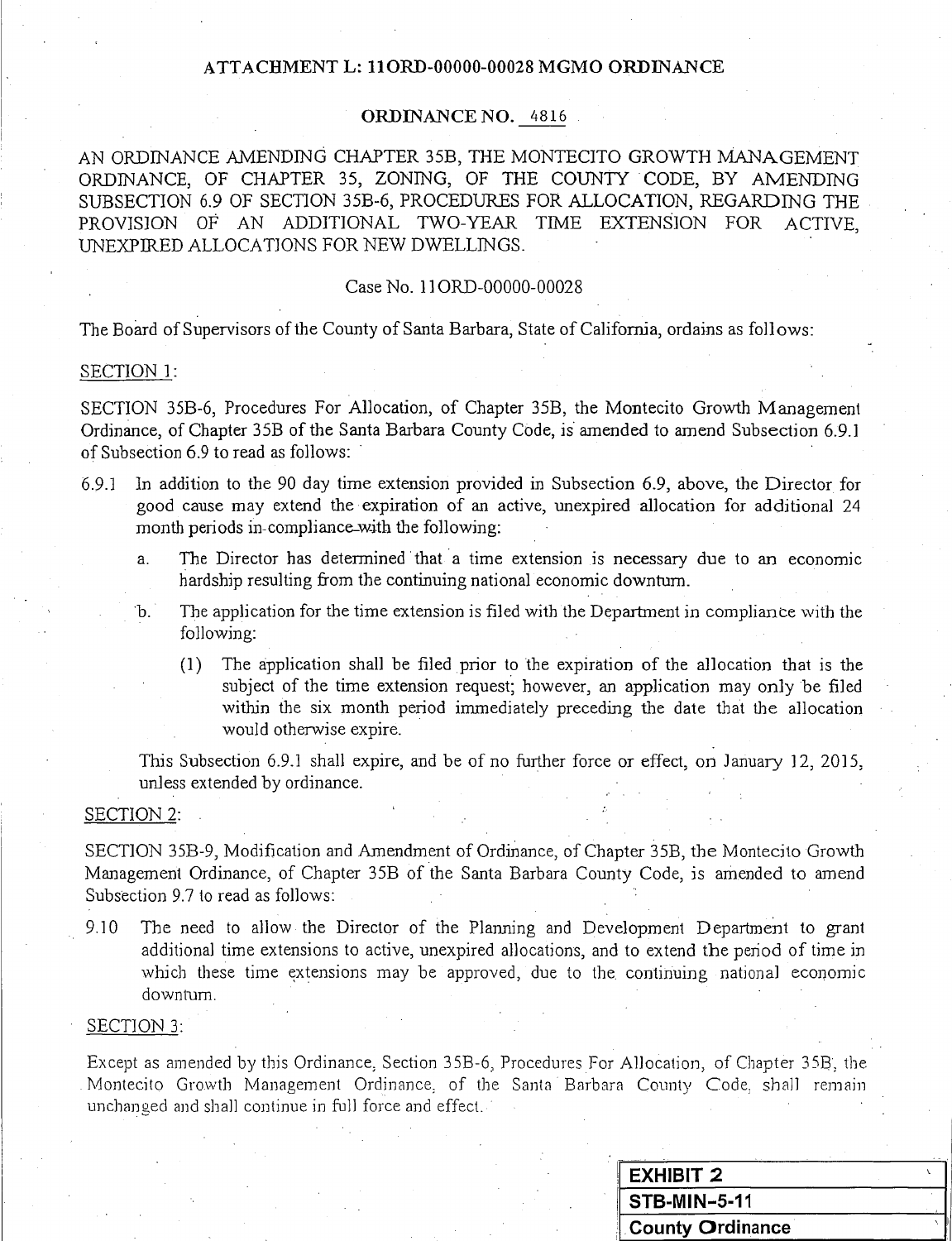ATTACHMENT L: 11ORD-00000-00028 MGMO ORDINANCE

ORDINANCE NO. 4816

AN ORDINANCE AMENDING CHAPTER 35B, THE MONTECITO GROWTH MANAGEMENT ORDINANCE, OF CHAPTER 35, ZONING, OF THE COUNTY CODE, BY AMENDING SUBSECTION 6.9 OF SECTION 35B-6, PROCEDURES FOR ALLOCATION, REGARDING THE PROVISION OF AN ADDITIONAL TWO-YEAR TIME EXTENSION FOR ACTIVE, UNEXPIRED ALLOCATIONS FOR NEW DWELLINGS.

Case No. 11ORD-00000-00028

The Board of Supervisors of the County of Santa Barbara, State of California, ordains as follows:

SECTION 1:

SECTION 35B-6, Procedures For Allocation, of Chapter 35B, the Montecito Growth Management Ordinance, of Chapter 35B of the Santa Barbara County Code, is amended to amend Subsection 6.9.1 of Subsection 6.9 to read as follows:

6.9.1 In addition to the 90 day time extension provided in Subsection 6.9, above, the Director for good cause may extend the expiration of an active, unexpired allocation for additional 24 month periods in compliance with the following:

a. The Director has determined that a time extension is necessary due to an economic hardship resulting from the continuing national economic downturn.

b. The application for the time extension is filed with the Department in compliance with the following:

(1) The application shall be filed prior to the expiration of the allocation that is the subject of the time extension request; however, an application may only be filed within the six month period immediately preceding the date that the allocation would otherwise expire.

This Subsection 6.9.1 shall expire, and be of no further force or effect, on January 12, 2015, unless extended by ordinance.

SECTION 2:

SECTION 35B-9, Modification and Amendment of Ordinance, of Chapter 35B, the Montecito Growth Management Ordinance, of Chapter 35B of the Santa Barbara County Code, is amended to amend Subsection 9.7 to read as follows:

9.10 The need to allow the Director of the Planning and Development Department to grant additional time extensions to active, unexpired allocations, and to extend the period of time in which these time extensions may be approved, due to the continuing national economic downturn.

SECTION 3:

Except as amended by this Ordinance, Section 35B-6, Procedures For Allocation, of Chapter 35B, the Montecito Growth Management Ordinance, of the Santa Barbara County Code, shall remain unchanged and shall continue in full force and effect.

| EXHIBIT 2 |
|---|
| STB-MIN-5-11 |
| County Ordinance |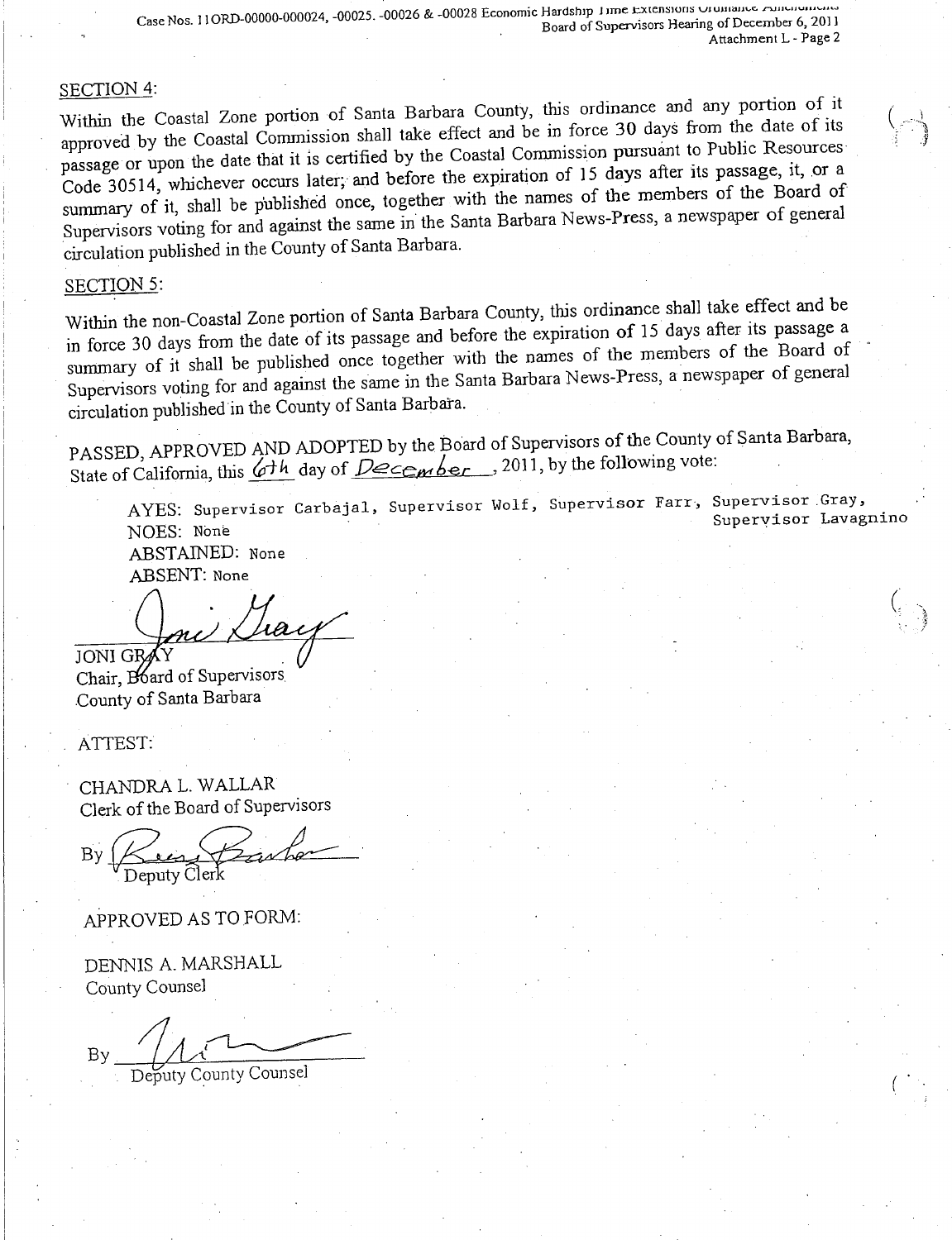SECTION 4:

Within the Coastal Zone portion of Santa Barbara County, this ordinance and any portion of it approved by the Coastal Commission shall take effect and be in force 30 days from the date of its passage or upon the date that it is certified by the Coastal Commission pursuant to Public Resources Code 30514, whichever occurs later; and before the expiration of 15 days after its passage, it, or a summary of it, shall be published once, together with the names of the members of the Board of Supervisors voting for and against the same in the Santa Barbara News-Press, a newspaper of general circulation published in the County of Santa Barbara.

SECTION 5:

Within the non-Coastal Zone portion of Santa Barbara County, this ordinance shall take effect and be in force 30 days from the date of its passage and before the expiration of 15 days after its passage a summary of it shall be published once together with the names of the members of the Board of Supervisors voting for and against the same in the Santa Barbara News-Press, a newspaper of general circulation published in the County of Santa Barbara.

PASSED, APPROVED AND ADOPTED by the Board of Supervisors of the County of Santa Barbara, State of California, this 6th day of December, 2011, by the following vote:

AYES: Supervisor Carbajal, Supervisor Wolf, Supervisor Farr, Supervisor Gray, Supervisor Lavagnino
NOES: None
ABSTAINED: None
ABSENT: None

Joni Gray
JONI GRAY
Chair, Board of Supervisors
County of Santa Barbara

ATTEST:

CHANDRA L. WALLAR
Clerk of the Board of Supervisors

By _______________
Deputy Clerk

APPROVED AS TO FORM:

DENNIS A. MARSHALL
County Counsel

By _______________
Deputy County Counsel